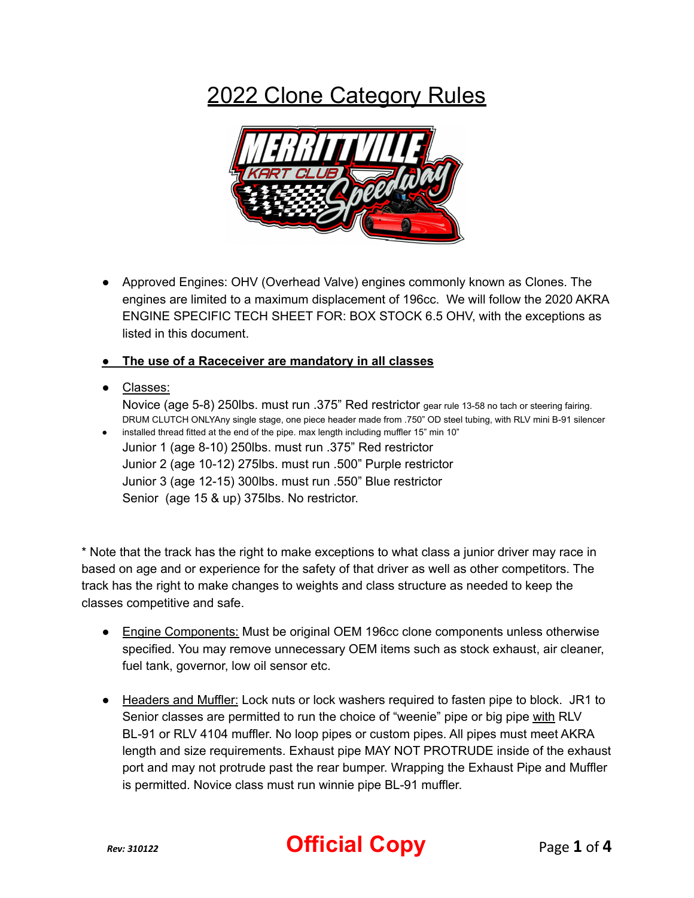# 2022 Clone Category Rules

- Approved Engines: OHV (Overhead Valve) engines commonly known as Clones. The engines are limited to a maximum displacement of 196cc. We will follow the 2020 AKRA ENGINE SPECIFIC TECH SHEET FOR: BOX STOCK 6.5 OHV, with the exceptions as listed in this document.

- **The use of a Raceceiver are mandatory in all classes**

- Classes:
  Novice (age 5-8) 250lbs. must run .375" Red restrictor gear rule 13-58 no tach or steering fairing. DRUM CLUTCH ONLYAny single stage, one piece header made from .750" OD steel tubing, with RLV mini B-91 silencer installed thread fitted at the end of the pipe. max length including muffler 15" min 10"
  Junior 1 (age 8-10) 250lbs. must run .375" Red restrictor
  Junior 2 (age 10-12) 275lbs. must run .500" Purple restrictor
  Junior 3 (age 12-15) 300lbs. must run .550" Blue restrictor
  Senior (age 15 & up) 375lbs. No restrictor.

* Note that the track has the right to make exceptions to what class a junior driver may race in based on age and or experience for the safety of that driver as well as other competitors. The track has the right to make changes to weights and class structure as needed to keep the classes competitive and safe.

- Engine Components: Must be original OEM 196cc clone components unless otherwise specified. You may remove unnecessary OEM items such as stock exhaust, air cleaner, fuel tank, governor, low oil sensor etc.

- Headers and Muffler: Lock nuts or lock washers required to fasten pipe to block. JR1 to Senior classes are permitted to run the choice of "weenie" pipe or big pipe with RLV BL-91 or RLV 4104 muffler. No loop pipes or custom pipes. All pipes must meet AKRA length and size requirements. Exhaust pipe MAY NOT PROTRUDE inside of the exhaust port and may not protrude past the rear bumper. Wrapping the Exhaust Pipe and Muffler is permitted. Novice class must run winnie pipe BL-91 muffler.

*Rev: 310122* **Official Copy**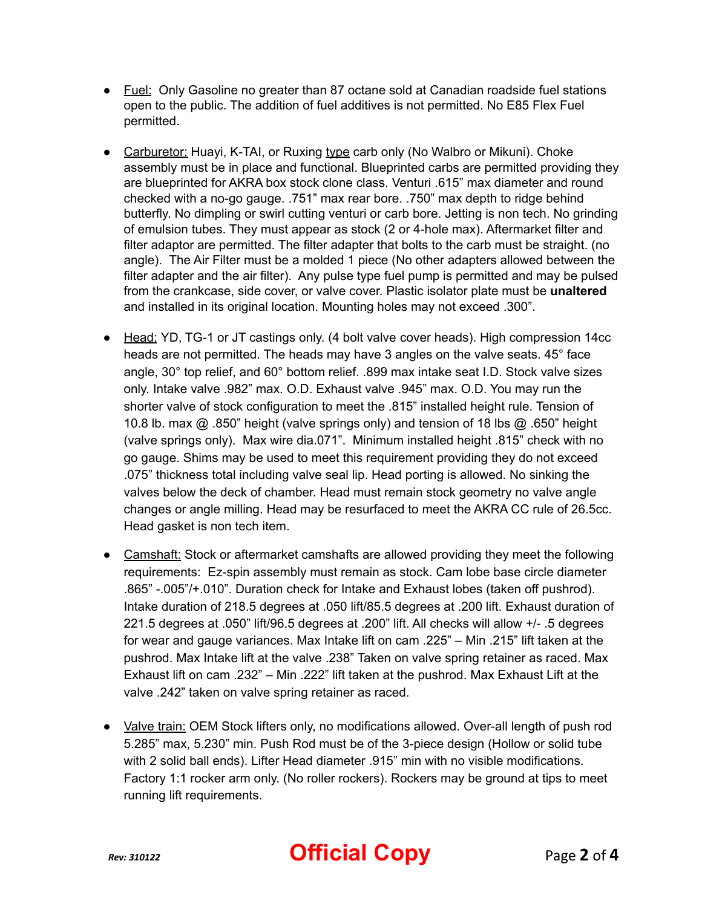- <u>Fuel:</u> Only Gasoline no greater than 87 octane sold at Canadian roadside fuel stations open to the public. The addition of fuel additives is not permitted. No E85 Flex Fuel permitted.

- <u>Carburetor:</u> Huayi, K-TAI, or Ruxing <u>type</u> carb only (No Walbro or Mikuni). Choke assembly must be in place and functional. Blueprinted carbs are permitted providing they are blueprinted for AKRA box stock clone class. Venturi .615" max diameter and round checked with a no-go gauge. .751" max rear bore. .750" max depth to ridge behind butterfly. No dimpling or swirl cutting venturi or carb bore. Jetting is non tech. No grinding of emulsion tubes. They must appear as stock (2 or 4-hole max). Aftermarket filter and filter adaptor are permitted. The filter adapter that bolts to the carb must be straight. (no angle). The Air Filter must be a molded 1 piece (No other adapters allowed between the filter adapter and the air filter). Any pulse type fuel pump is permitted and may be pulsed from the crankcase, side cover, or valve cover. Plastic isolator plate must be **unaltered** and installed in its original location. Mounting holes may not exceed .300".

- <u>Head:</u> YD, TG-1 or JT castings only. (4 bolt valve cover heads). High compression 14cc heads are not permitted. The heads may have 3 angles on the valve seats. 45° face angle, 30° top relief, and 60° bottom relief. .899 max intake seat I.D. Stock valve sizes only. Intake valve .982" max. O.D. Exhaust valve .945" max. O.D. You may run the shorter valve of stock configuration to meet the .815" installed height rule. Tension of 10.8 lb. max @ .850" height (valve springs only) and tension of 18 lbs @ .650" height (valve springs only). Max wire dia.071". Minimum installed height .815" check with no go gauge. Shims may be used to meet this requirement providing they do not exceed .075" thickness total including valve seal lip. Head porting is allowed. No sinking the valves below the deck of chamber. Head must remain stock geometry no valve angle changes or angle milling. Head may be resurfaced to meet the AKRA CC rule of 26.5cc. Head gasket is non tech item.

- <u>Camshaft:</u> Stock or aftermarket camshafts are allowed providing they meet the following requirements: Ez-spin assembly must remain as stock. Cam lobe base circle diameter .865" -.005"/+.010". Duration check for Intake and Exhaust lobes (taken off pushrod). Intake duration of 218.5 degrees at .050 lift/85.5 degrees at .200 lift. Exhaust duration of 221.5 degrees at .050" lift/96.5 degrees at .200" lift. All checks will allow +/- .5 degrees for wear and gauge variances. Max Intake lift on cam .225" – Min .215" lift taken at the pushrod. Max Intake lift at the valve .238" Taken on valve spring retainer as raced. Max Exhaust lift on cam .232" – Min .222" lift taken at the pushrod. Max Exhaust Lift at the valve .242" taken on valve spring retainer as raced.

- <u>Valve train:</u> OEM Stock lifters only, no modifications allowed. Over-all length of push rod 5.285" max, 5.230" min. Push Rod must be of the 3-piece design (Hollow or solid tube with 2 solid ball ends). Lifter Head diameter .915" min with no visible modifications. Factory 1:1 rocker arm only. (No roller rockers). Rockers may be ground at tips to meet running lift requirements.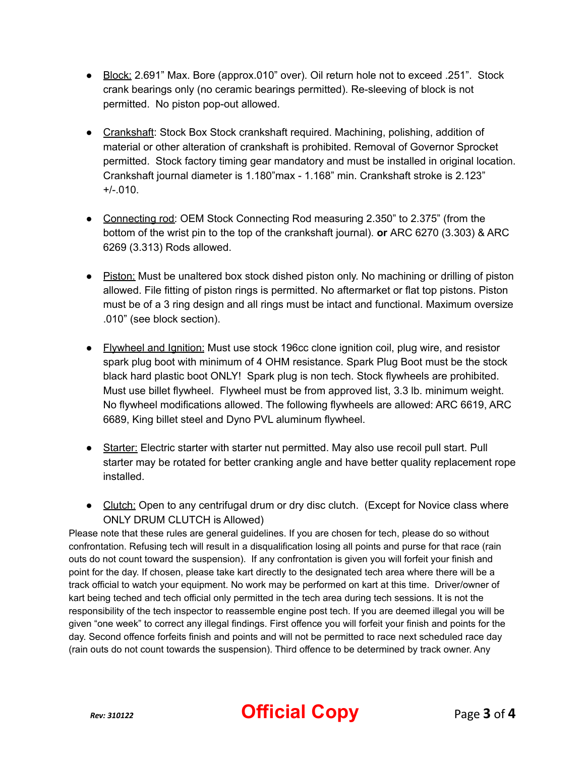- <u>Block:</u> 2.691" Max. Bore (approx.010" over). Oil return hole not to exceed .251". Stock crank bearings only (no ceramic bearings permitted). Re-sleeving of block is not permitted. No piston pop-out allowed.

- <u>Crankshaft</u>: Stock Box Stock crankshaft required. Machining, polishing, addition of material or other alteration of crankshaft is prohibited. Removal of Governor Sprocket permitted. Stock factory timing gear mandatory and must be installed in original location. Crankshaft journal diameter is 1.180"max - 1.168" min. Crankshaft stroke is 2.123" +/-.010.

- <u>Connecting rod</u>: OEM Stock Connecting Rod measuring 2.350" to 2.375" (from the bottom of the wrist pin to the top of the crankshaft journal). **or** ARC 6270 (3.303) & ARC 6269 (3.313) Rods allowed.

- <u>Piston:</u> Must be unaltered box stock dished piston only. No machining or drilling of piston allowed. File fitting of piston rings is permitted. No aftermarket or flat top pistons. Piston must be of a 3 ring design and all rings must be intact and functional. Maximum oversize .010" (see block section).

- <u>Flywheel and Ignition:</u> Must use stock 196cc clone ignition coil, plug wire, and resistor spark plug boot with minimum of 4 OHM resistance. Spark Plug Boot must be the stock black hard plastic boot ONLY! Spark plug is non tech. Stock flywheels are prohibited. Must use billet flywheel. Flywheel must be from approved list, 3.3 lb. minimum weight. No flywheel modifications allowed. The following flywheels are allowed: ARC 6619, ARC 6689, King billet steel and Dyno PVL aluminum flywheel.

- <u>Starter:</u> Electric starter with starter nut permitted. May also use recoil pull start. Pull starter may be rotated for better cranking angle and have better quality replacement rope installed.

- <u>Clutch:</u> Open to any centrifugal drum or dry disc clutch. (Except for Novice class where ONLY DRUM CLUTCH is Allowed)

Please note that these rules are general guidelines. If you are chosen for tech, please do so without confrontation. Refusing tech will result in a disqualification losing all points and purse for that race (rain outs do not count toward the suspension). If any confrontation is given you will forfeit your finish and point for the day. If chosen, please take kart directly to the designated tech area where there will be a track official to watch your equipment. No work may be performed on kart at this time. Driver/owner of kart being teched and tech official only permitted in the tech area during tech sessions. It is not the responsibility of the tech inspector to reassemble engine post tech. If you are deemed illegal you will be given "one week" to correct any illegal findings. First offence you will forfeit your finish and points for the day. Second offence forfeits finish and points and will not be permitted to race next scheduled race day (rain outs do not count towards the suspension). Third offence to be determined by track owner. Any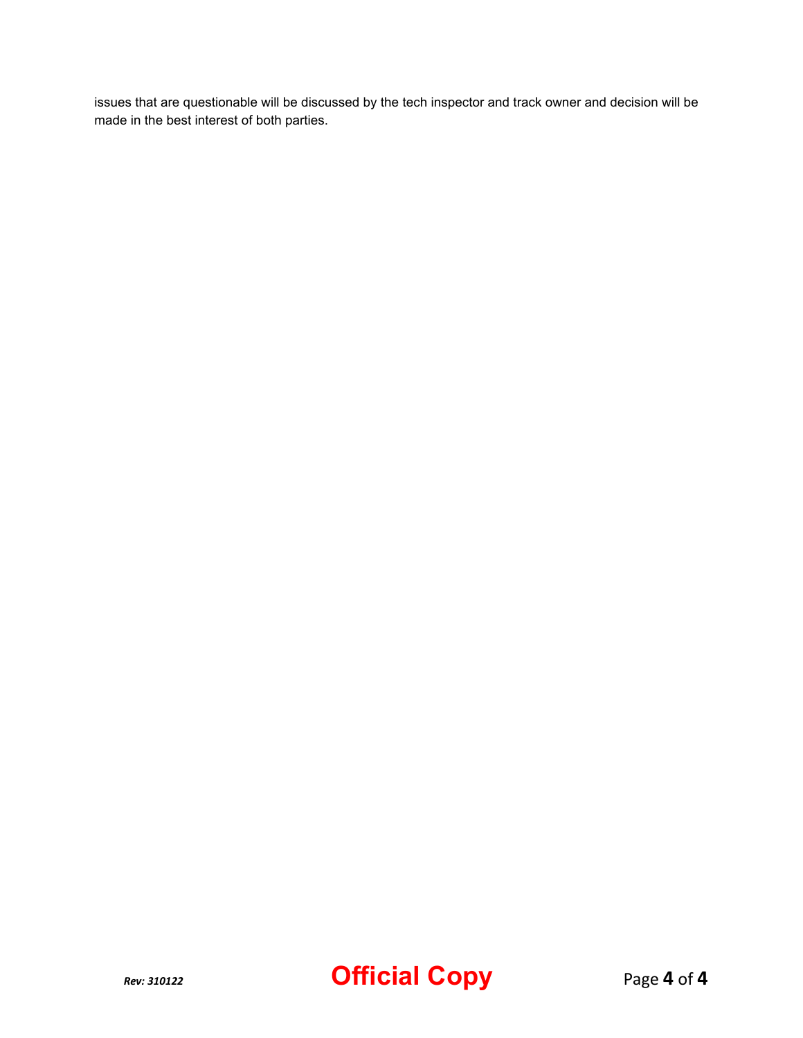issues that are questionable will be discussed by the tech inspector and track owner and decision will be made in the best interest of both parties.